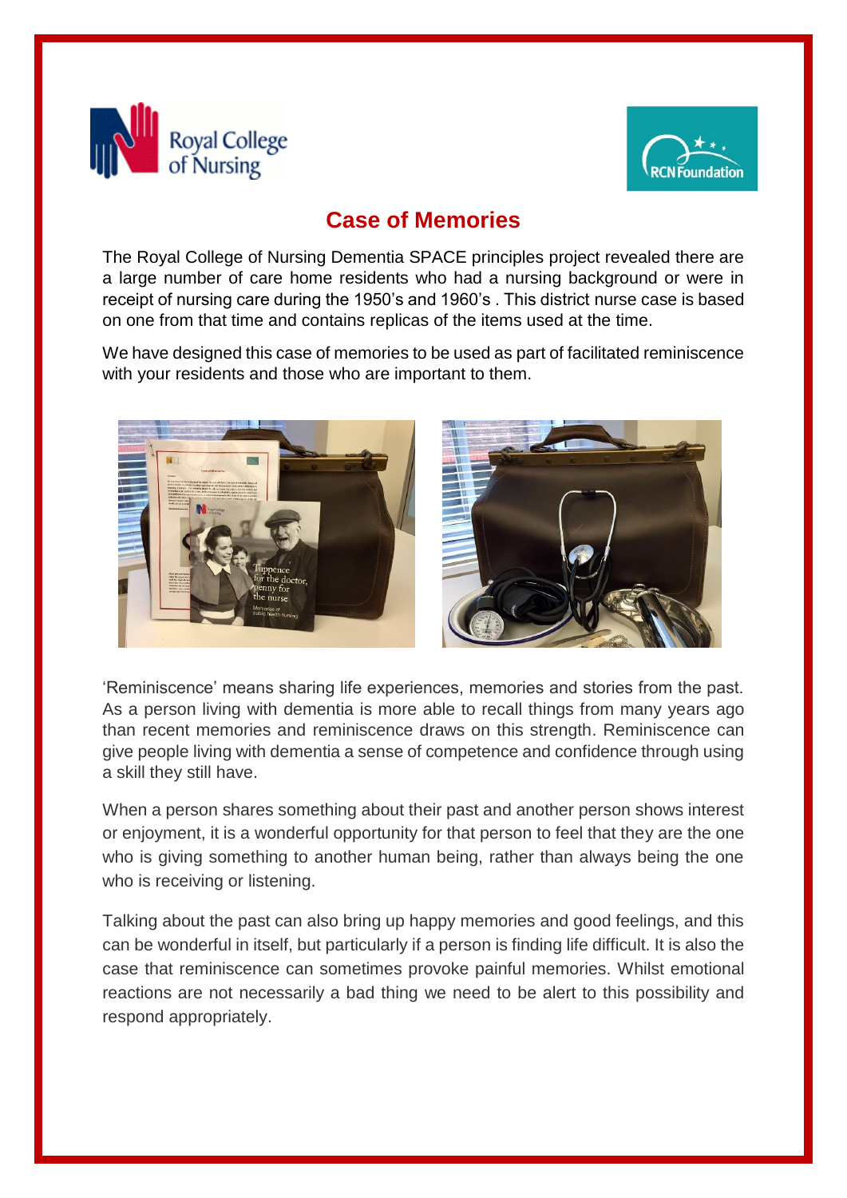# Case of Memories

The Royal College of Nursing Dementia SPACE principles project revealed there are a large number of care home residents who had a nursing background or were in receipt of nursing care during the 1950's and 1960's . This district nurse case is based on one from that time and contains replicas of the items used at the time.

We have designed this case of memories to be used as part of facilitated reminiscence with your residents and those who are important to them.

'Reminiscence' means sharing life experiences, memories and stories from the past. As a person living with dementia is more able to recall things from many years ago than recent memories and reminiscence draws on this strength. Reminiscence can give people living with dementia a sense of competence and confidence through using a skill they still have.

When a person shares something about their past and another person shows interest or enjoyment, it is a wonderful opportunity for that person to feel that they are the one who is giving something to another human being, rather than always being the one who is receiving or listening.

Talking about the past can also bring up happy memories and good feelings, and this can be wonderful in itself, but particularly if a person is finding life difficult. It is also the case that reminiscence can sometimes provoke painful memories. Whilst emotional reactions are not necessarily a bad thing we need to be alert to this possibility and respond appropriately.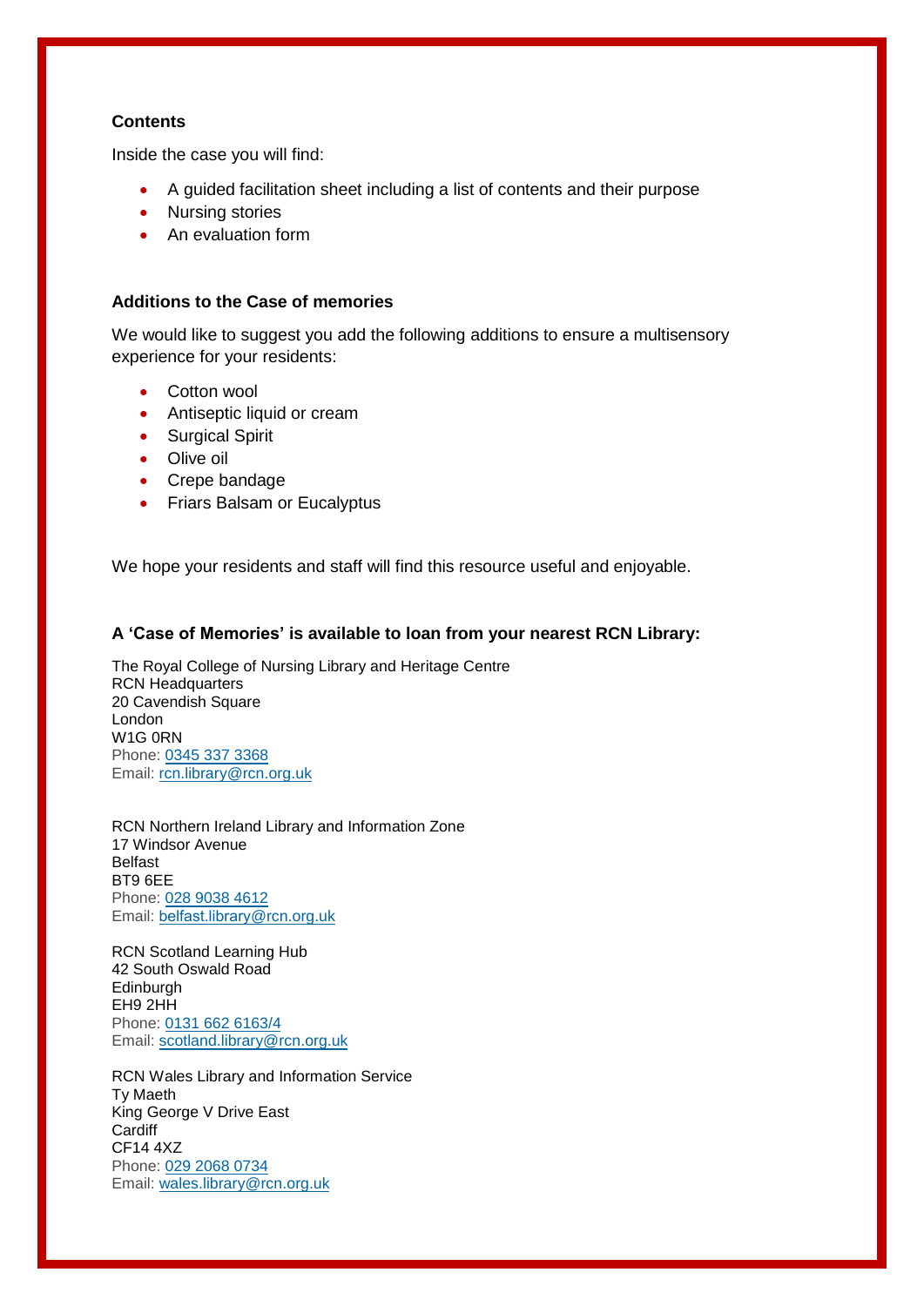**Contents**

Inside the case you will find:

- A guided facilitation sheet including a list of contents and their purpose
- Nursing stories
- An evaluation form

**Additions to the Case of memories**

We would like to suggest you add the following additions to ensure a multisensory experience for your residents:

- Cotton wool
- Antiseptic liquid or cream
- Surgical Spirit
- Olive oil
- Crepe bandage
- Friars Balsam or Eucalyptus

We hope your residents and staff will find this resource useful and enjoyable.

**A 'Case of Memories' is available to loan from your nearest RCN Library:**

The Royal College of Nursing Library and Heritage Centre
RCN Headquarters
20 Cavendish Square
London
W1G 0RN
Phone: 0345 337 3368
Email: rcn.library@rcn.org.uk

RCN Northern Ireland Library and Information Zone
17 Windsor Avenue
Belfast
BT9 6EE
Phone: 028 9038 4612
Email: belfast.library@rcn.org.uk

RCN Scotland Learning Hub
42 South Oswald Road
Edinburgh
EH9 2HH
Phone: 0131 662 6163/4
Email: scotland.library@rcn.org.uk

RCN Wales Library and Information Service
Ty Maeth
King George V Drive East
Cardiff
CF14 4XZ
Phone: 029 2068 0734
Email: wales.library@rcn.org.uk